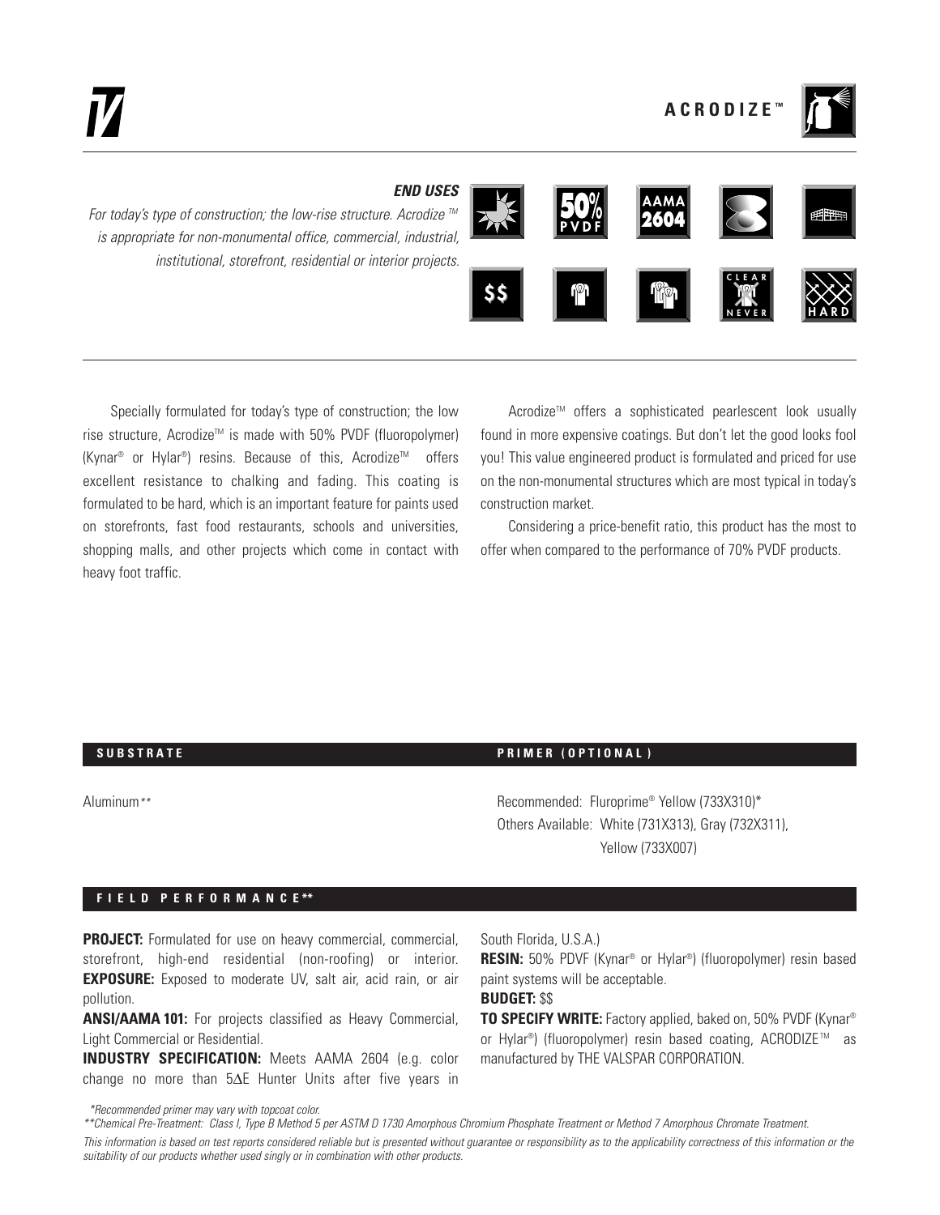# ACRODIZE™

### *END USES*

*For today's type of construction; the low-rise structure. Acrodize™ is appropriate for non-monumental office, commercial, industrial, institutional, storefront, residential or interior projects.*

50% PVDF | AAMA 2604 | $$ | CLEAR NEVER | HARD

Specially formulated for today's type of construction; the low rise structure, Acrodize™ is made with 50% PVDF (fluoropolymer) (Kynar® or Hylar®) resins. Because of this, Acrodize™ offers excellent resistance to chalking and fading. This coating is formulated to be hard, which is an important feature for paints used on storefronts, fast food restaurants, schools and universities, shopping malls, and other projects which come in contact with heavy foot traffic.

Acrodize™ offers a sophisticated pearlescent look usually found in more expensive coatings. But don't let the good looks fool you! This value engineered product is formulated and priced for use on the non-monumental structures which are most typical in today's construction market.

Considering a price-benefit ratio, this product has the most to offer when compared to the performance of 70% PVDF products.

## SUBSTRATE

Aluminum**

## PRIMER (OPTIONAL)

Recommended: Fluroprime® Yellow (733X310)*
Others Available: White (731X313), Gray (732X311), Yellow (733X007)

## FIELD PERFORMANCE**

**PROJECT:** Formulated for use on heavy commercial, commercial, storefront, high-end residential (non-roofing) or interior.
**EXPOSURE:** Exposed to moderate UV, salt air, acid rain, or air pollution.

**ANSI/AAMA 101:** For projects classified as Heavy Commercial, Light Commercial or Residential.

**INDUSTRY SPECIFICATION:** Meets AAMA 2604 (e.g. color change no more than 5ΔE Hunter Units after five years in South Florida, U.S.A.)

**RESIN:** 50% PDVF (Kynar® or Hylar®) (fluoropolymer) resin based paint systems will be acceptable.

**BUDGET:** $$

**TO SPECIFY WRITE:** Factory applied, baked on, 50% PVDF (Kynar® or Hylar®) (fluoropolymer) resin based coating, ACRODIZE™ as manufactured by THE VALSPAR CORPORATION.

*\*Recommended primer may vary with topcoat color.*

*\*\*Chemical Pre-Treatment: Class I, Type B Method 5 per ASTM D 1730 Amorphous Chromium Phosphate Treatment or Method 7 Amorphous Chromate Treatment.*

*This information is based on test reports considered reliable but is presented without guarantee or responsibility as to the applicability correctness of this information or the suitability of our products whether used singly or in combination with other products.*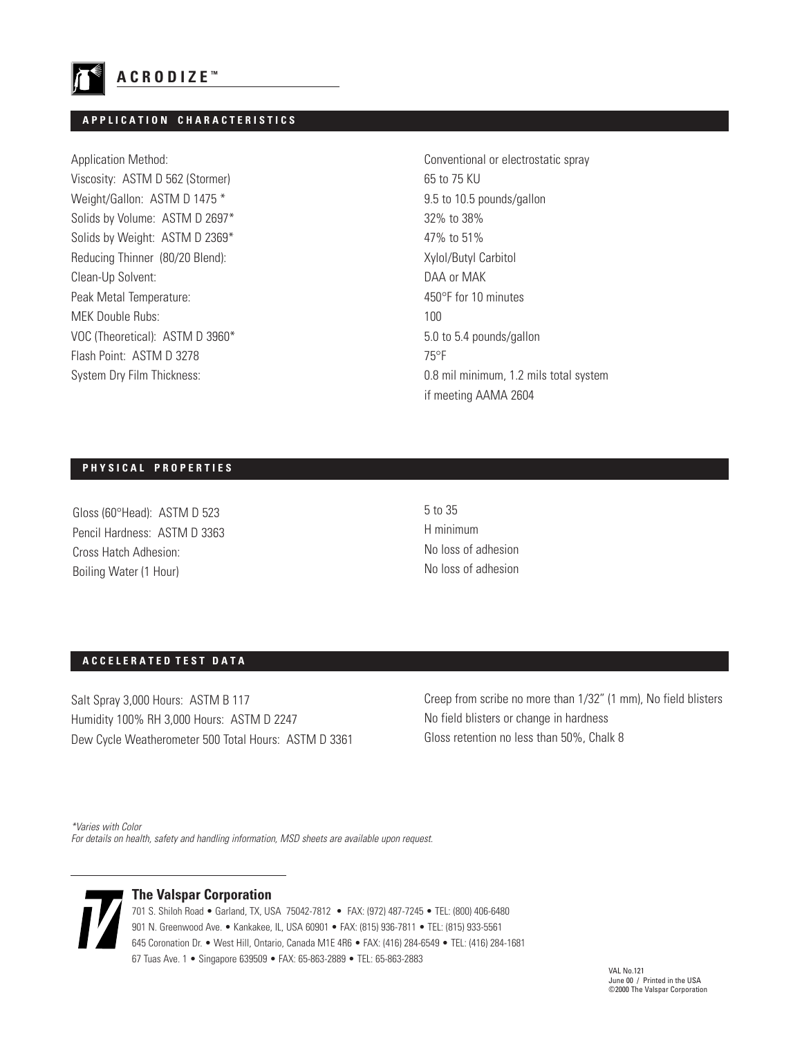# ACRODIZE™

## APPLICATION CHARACTERISTICS

| | |
|---|---|
| Application Method: | Conventional or electrostatic spray |
| Viscosity: ASTM D 562 (Stormer) | 65 to 75 KU |
| Weight/Gallon: ASTM D 1475 * | 9.5 to 10.5 pounds/gallon |
| Solids by Volume: ASTM D 2697* | 32% to 38% |
| Solids by Weight: ASTM D 2369* | 47% to 51% |
| Reducing Thinner (80/20 Blend): | Xylol/Butyl Carbitol |
| Clean-Up Solvent: | DAA or MAK |
| Peak Metal Temperature: | 450°F for 10 minutes |
| MEK Double Rubs: | 100 |
| VOC (Theoretical): ASTM D 3960* | 5.0 to 5.4 pounds/gallon |
| Flash Point: ASTM D 3278 | 75°F |
| System Dry Film Thickness: | 0.8 mil minimum, 1.2 mils total system if meeting AAMA 2604 |

## PHYSICAL PROPERTIES

| | |
|---|---|
| Gloss (60°Head): ASTM D 523 | 5 to 35 |
| Pencil Hardness: ASTM D 3363 | H minimum |
| Cross Hatch Adhesion: | No loss of adhesion |
| Boiling Water (1 Hour) | No loss of adhesion |

## ACCELERATED TEST DATA

| | |
|---|---|
| Salt Spray 3,000 Hours: ASTM B 117 | Creep from scribe no more than 1/32" (1 mm), No field blisters |
| Humidity 100% RH 3,000 Hours: ASTM D 2247 | No field blisters or change in hardness |
| Dew Cycle Weatherometer 500 Total Hours: ASTM D 3361 | Gloss retention no less than 50%, Chalk 8 |

*\*Varies with Color*

*For details on health, safety and handling information, MSD sheets are available upon request.*

**The Valspar Corporation**

701 S. Shiloh Road • Garland, TX, USA 75042-7812 • FAX: (972) 487-7245 • TEL: (800) 406-6480

901 N. Greenwood Ave. • Kankakee, IL, USA 60901 • FAX: (815) 936-7811 • TEL: (815) 933-5561

645 Coronation Dr. • West Hill, Ontario, Canada M1E 4R6 • FAX: (416) 284-6549 • TEL: (416) 284-1681

67 Tuas Ave. 1 • Singapore 639509 • FAX: 65-863-2889 • TEL: 65-863-2883

VAL No.121
June 00 / Printed in the USA
©2000 The Valspar Corporation